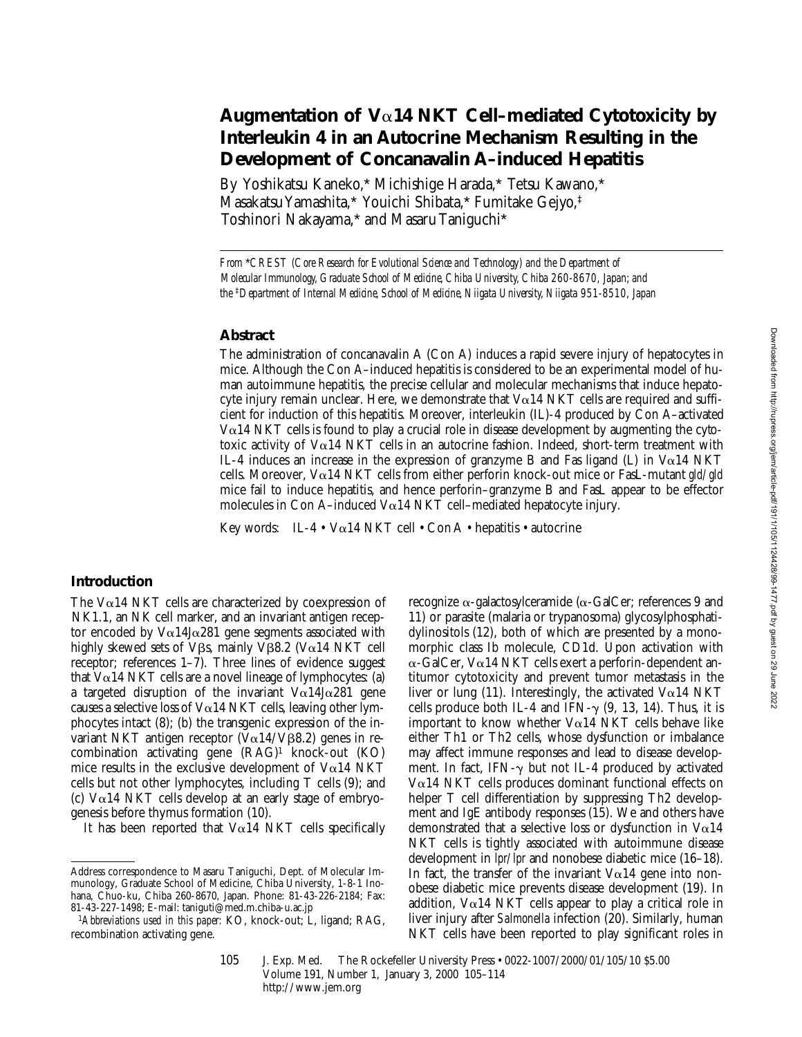# Augmentation of Vα14 NKT Cell–mediated Cytotoxicity by Interleukin 4 in an Autocrine Mechanism Resulting in the Development of Concanavalin A–induced Hepatitis

By Yoshikatsu Kaneko,* Michishige Harada,* Tetsu Kawano,* Masakatsu Yamashita,* Youichi Shibata,* Fumitake Gejyo,‡ Toshinori Nakayama,* and Masaru Taniguchi*

*From \*CREST (Core Research for Evolutional Science and Technology) and the Department of Molecular Immunology, Graduate School of Medicine, Chiba University, Chiba 260-8670, Japan; and the ‡Department of Internal Medicine, School of Medicine, Niigata University, Niigata 951-8510, Japan*

## Abstract

The administration of concanavalin A (Con A) induces a rapid severe injury of hepatocytes in mice. Although the Con A–induced hepatitis is considered to be an experimental model of human autoimmune hepatitis, the precise cellular and molecular mechanisms that induce hepatocyte injury remain unclear. Here, we demonstrate that Vα14 NKT cells are required and sufficient for induction of this hepatitis. Moreover, interleukin (IL)-4 produced by Con A–activated Vα14 NKT cells is found to play a crucial role in disease development by augmenting the cytotoxic activity of Vα14 NKT cells in an autocrine fashion. Indeed, short-term treatment with IL-4 induces an increase in the expression of granzyme B and Fas ligand (L) in Vα14 NKT cells. Moreover, Vα14 NKT cells from either perforin knock-out mice or FasL-mutant *gld/gld* mice fail to induce hepatitis, and hence perforin–granzyme B and FasL appear to be effector molecules in Con A–induced Vα14 NKT cell–mediated hepatocyte injury.

Key words: IL-4 • Vα14 NKT cell • Con A • hepatitis • autocrine

## Introduction

The Vα14 NKT cells are characterized by coexpression of NK1.1, an NK cell marker, and an invariant antigen receptor encoded by Vα14Jα281 gene segments associated with highly skewed sets of Vβs, mainly Vβ8.2 (Vα14 NKT cell receptor; references 1–7). Three lines of evidence suggest that Vα14 NKT cells are a novel lineage of lymphocytes: (a) a targeted disruption of the invariant Vα14Jα281 gene causes a selective loss of Vα14 NKT cells, leaving other lymphocytes intact (8); (b) the transgenic expression of the invariant NKT antigen receptor (Vα14/Vβ8.2) genes in recombination activating gene (RAG)[1] knock-out (KO) mice results in the exclusive development of Vα14 NKT cells but not other lymphocytes, including T cells (9); and (c) Vα14 NKT cells develop at an early stage of embryogenesis before thymus formation (10).

It has been reported that Vα14 NKT cells specifically recognize α-galactosylceramide (α-GalCer; references 9 and 11) or parasite (malaria or trypanosoma) glycosylphosphatidylinositols (12), both of which are presented by a monomorphic class Ib molecule, CD1d. Upon activation with α-GalCer, Vα14 NKT cells exert a perforin-dependent antitumor cytotoxicity and prevent tumor metastasis in the liver or lung (11). Interestingly, the activated Vα14 NKT cells produce both IL-4 and IFN-γ (9, 13, 14). Thus, it is important to know whether Vα14 NKT cells behave like either Th1 or Th2 cells, whose dysfunction or imbalance may affect immune responses and lead to disease development. In fact, IFN-γ but not IL-4 produced by activated Vα14 NKT cells produces dominant functional effects on helper T cell differentiation by suppressing Th2 development and IgE antibody responses (15). We and others have demonstrated that a selective loss or dysfunction in Vα14 NKT cells is tightly associated with autoimmune disease development in *lpr/lpr* and nonobese diabetic mice (16–18). In fact, the transfer of the invariant Vα14 gene into nonobese diabetic mice prevents disease development (19). In addition, Vα14 NKT cells appear to play a critical role in liver injury after *Salmonella* infection (20). Similarly, human NKT cells have been reported to play significant roles in

---

Address correspondence to Masaru Taniguchi, Dept. of Molecular Immunology, Graduate School of Medicine, Chiba University, 1-8-1 Inohana, Chuo-ku, Chiba 260-8670, Japan. Phone: 81-43-226-2184; Fax: 81-43-227-1498; E-mail: taniguti@med.m.chiba-u.ac.jp

[1]*Abbreviations used in this paper:* KO, knock-out; L, ligand; RAG, recombination activating gene.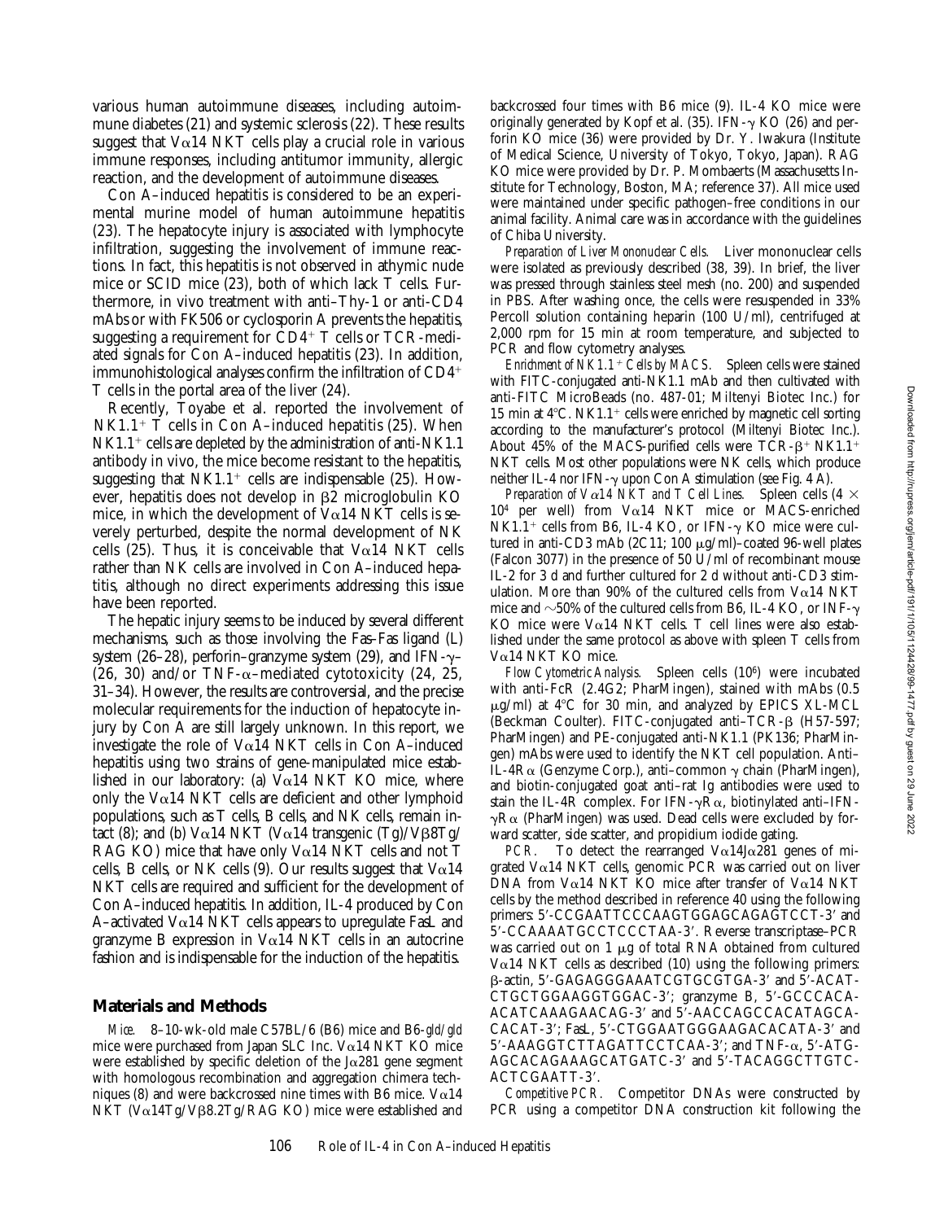various human autoimmune diseases, including autoimmune diabetes (21) and systemic sclerosis (22). These results suggest that Vα14 NKT cells play a crucial role in various immune responses, including antitumor immunity, allergic reaction, and the development of autoimmune diseases.

Con A–induced hepatitis is considered to be an experimental murine model of human autoimmune hepatitis (23). The hepatocyte injury is associated with lymphocyte infiltration, suggesting the involvement of immune reactions. In fact, this hepatitis is not observed in athymic nude mice or SCID mice (23), both of which lack T cells. Furthermore, in vivo treatment with anti–Thy-1 or anti-CD4 mAbs or with FK506 or cyclosporin A prevents the hepatitis, suggesting a requirement for $CD4^+$ T cells or TCR-mediated signals for Con A–induced hepatitis (23). In addition, immunohistological analyses confirm the infiltration of $CD4^+$ T cells in the portal area of the liver (24).

Recently, Toyabe et al. reported the involvement of $NK1.1^+$ T cells in Con A–induced hepatitis (25). When $NK1.1^+$ cells are depleted by the administration of anti-NK1.1 antibody in vivo, the mice become resistant to the hepatitis, suggesting that $NK1.1^+$ cells are indispensable (25). However, hepatitis does not develop in β2 microglobulin KO mice, in which the development of Vα14 NKT cells is severely perturbed, despite the normal development of NK cells (25). Thus, it is conceivable that Vα14 NKT cells rather than NK cells are involved in Con A–induced hepatitis, although no direct experiments addressing this issue have been reported.

The hepatic injury seems to be induced by several different mechanisms, such as those involving the Fas–Fas ligand (L) system (26–28), perforin–granzyme system (29), and IFN-γ– (26, 30) and/or TNF-α–mediated cytotoxicity (24, 25, 31–34). However, the results are controversial, and the precise molecular requirements for the induction of hepatocyte injury by Con A are still largely unknown. In this report, we investigate the role of Vα14 NKT cells in Con A–induced hepatitis using two strains of gene-manipulated mice established in our laboratory: (a) Vα14 NKT KO mice, where only the Vα14 NKT cells are deficient and other lymphoid populations, such as T cells, B cells, and NK cells, remain intact (8); and (b) Vα14 NKT (Vα14 transgenic (Tg)/Vβ8Tg/RAG KO) mice that have only Vα14 NKT cells and not T cells, B cells, or NK cells (9). Our results suggest that Vα14 NKT cells are required and sufficient for the development of Con A–induced hepatitis. In addition, IL-4 produced by Con A–activated Vα14 NKT cells appears to upregulate FasL and granzyme B expression in Vα14 NKT cells in an autocrine fashion and is indispensable for the induction of the hepatitis.

## Materials and Methods

*Mice.* 8–10-wk-old male C57BL/6 (B6) mice and B6-*gld/gld* mice were purchased from Japan SLC Inc. Vα14 NKT KO mice were established by specific deletion of the Jα281 gene segment with homologous recombination and aggregation chimera techniques (8) and were backcrossed nine times with B6 mice. Vα14 NKT (Vα14Tg/Vβ8.2Tg/RAG KO) mice were established and backcrossed four times with B6 mice (9). IL-4 KO mice were originally generated by Kopf et al. (35). IFN-γ KO (26) and perforin KO mice (36) were provided by Dr. Y. Iwakura (Institute of Medical Science, University of Tokyo, Tokyo, Japan). RAG KO mice were provided by Dr. P. Mombaerts (Massachusetts Institute for Technology, Boston, MA; reference 37). All mice used were maintained under specific pathogen–free conditions in our animal facility. Animal care was in accordance with the guidelines of Chiba University.

*Preparation of Liver Mononuclear Cells.* Liver mononuclear cells were isolated as previously described (38, 39). In brief, the liver was pressed through stainless steel mesh (no. 200) and suspended in PBS. After washing once, the cells were resuspended in 33% Percoll solution containing heparin (100 U/ml), centrifuged at 2,000 rpm for 15 min at room temperature, and subjected to PCR and flow cytometry analyses.

*Enrichment of $NK1.1^+$ Cells by MACS.* Spleen cells were stained with FITC-conjugated anti-NK1.1 mAb and then cultivated with anti-FITC MicroBeads (no. 487-01; Miltenyi Biotec Inc.) for 15 min at 4°C. $NK1.1^+$ cells were enriched by magnetic cell sorting according to the manufacturer's protocol (Miltenyi Biotec Inc.). About 45% of the MACS-purified cells were TCR-$\beta^+$ $NK1.1^+$ NKT cells. Most other populations were NK cells, which produce neither IL-4 nor IFN-γ upon Con A stimulation (see Fig. 4 A).

*Preparation of Vα14 NKT and T Cell Lines.* Spleen cells ($4 \times 10^4$ per well) from Vα14 NKT mice or MACS-enriched $NK1.1^+$ cells from B6, IL-4 KO, or IFN-γ KO mice were cultured in anti-CD3 mAb (2C11; 100 μg/ml)–coated 96-well plates (Falcon 3077) in the presence of 50 U/ml of recombinant mouse IL-2 for 3 d and further cultured for 2 d without anti-CD3 stimulation. More than 90% of the cultured cells from Vα14 NKT mice and ~50% of the cultured cells from B6, IL-4 KO, or INF-γ KO mice were Vα14 NKT cells. T cell lines were also established under the same protocol as above with spleen T cells from Vα14 NKT KO mice.

*Flow Cytometric Analysis.* Spleen cells ($10^6$) were incubated with anti-FcR (2.4G2; PharMingen), stained with mAbs (0.5 μg/ml) at 4°C for 30 min, and analyzed by EPICS XL-MCL (Beckman Coulter). FITC-conjugated anti–TCR-β (H57-597; PharMingen) and PE-conjugated anti-NK1.1 (PK136; PharMingen) mAbs were used to identify the NKT cell population. Anti–IL-4Rα (Genzyme Corp.), anti–common γ chain (PharMingen), and biotin-conjugated goat anti–rat Ig antibodies were used to stain the IL-4R complex. For IFN-γRα, biotinylated anti–IFN-γRα (PharMingen) was used. Dead cells were excluded by forward scatter, side scatter, and propidium iodide gating.

*PCR.* To detect the rearranged Vα14Jα281 genes of migrated Vα14 NKT cells, genomic PCR was carried out on liver DNA from Vα14 NKT KO mice after transfer of Vα14 NKT cells by the method described in reference 40 using the following primers: 5′-CCGAATTCCCAAGTGGAGCAGAGTCCT-3′ and 5′-CCAAAATGCCTCCCTAA-3′. Reverse transcriptase–PCR was carried out on 1 μg of total RNA obtained from cultured Vα14 NKT cells as described (10) using the following primers: β-actin, 5′-GAGAGGGAAATCGTGCGTGA-3′ and 5′-ACATCTGCTGGAAGGTGGAC-3′; granzyme B, 5′-GCCCACAACATCAAAGAACAG-3′ and 5′-AACCAGCCACATAGCACACAT-3′; FasL, 5′-CTGGAATGGGAAGACACATA-3′ and 5′-AAAGGTCTTAGATTCCTCAA-3′; and TNF-α, 5′-ATGAGCACAGAAAGCATGATC-3′ and 5′-TACAGGCTTGTCACTCGAATT-3′.

*Competitive PCR.* Competitor DNAs were constructed by PCR using a competitor DNA construction kit following the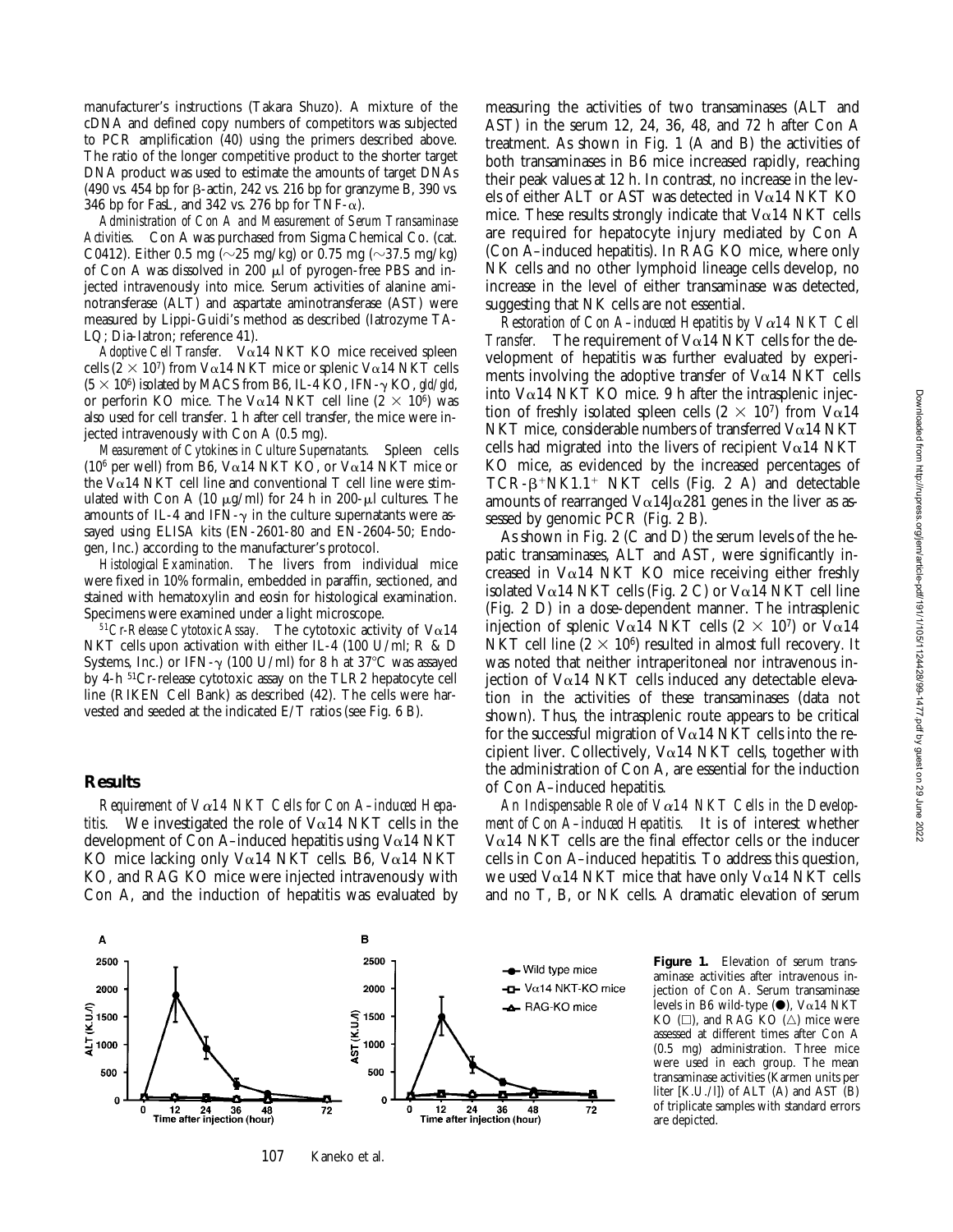manufacturer's instructions (Takara Shuzo). A mixture of the cDNA and defined copy numbers of competitors was subjected to PCR amplification (40) using the primers described above. The ratio of the longer competitive product to the shorter target DNA product was used to estimate the amounts of target DNAs (490 vs. 454 bp for β-actin, 242 vs. 216 bp for granzyme B, 390 vs. 346 bp for FasL, and 342 vs. 276 bp for TNF-α).

*Administration of Con A and Measurement of Serum Transaminase Activities.* Con A was purchased from Sigma Chemical Co. (cat. C0412). Either 0.5 mg (~25 mg/kg) or 0.75 mg (~37.5 mg/kg) of Con A was dissolved in 200 μl of pyrogen-free PBS and injected intravenously into mice. Serum activities of alanine aminotransferase (ALT) and aspartate aminotransferase (AST) were measured by Lippi-Guidi's method as described (Iatrozyme TA-LQ; Dia-Iatron; reference 41).

*Adoptive Cell Transfer.* Vα14 NKT KO mice received spleen cells ($2 \times 10^7$) from Vα14 NKT mice or splenic Vα14 NKT cells ($5 \times 10^6$) isolated by MACS from B6, IL-4 KO, IFN-γ KO, *gld/gld*, or perforin KO mice. The Vα14 NKT cell line ($2 \times 10^6$) was also used for cell transfer. 1 h after cell transfer, the mice were injected intravenously with Con A (0.5 mg).

*Measurement of Cytokines in Culture Supernatants.* Spleen cells ($10^6$ per well) from B6, Vα14 NKT KO, or Vα14 NKT mice or the Vα14 NKT cell line and conventional T cell line were stimulated with Con A (10 μg/ml) for 24 h in 200-μl cultures. The amounts of IL-4 and IFN-γ in the culture supernatants were assayed using ELISA kits (EN-2601-80 and EN-2604-50; Endogen, Inc.) according to the manufacturer's protocol.

*Histological Examination.* The livers from individual mice were fixed in 10% formalin, embedded in paraffin, sectioned, and stained with hematoxylin and eosin for histological examination. Specimens were examined under a light microscope.

*$^{51}$Cr-Release Cytotoxic Assay.* The cytotoxic activity of Vα14 NKT cells upon activation with either IL-4 (100 U/ml; R & D Systems, Inc.) or IFN-γ (100 U/ml) for 8 h at 37°C was assayed by 4-h $^{51}$Cr-release cytotoxic assay on the TLR2 hepatocyte cell line (RIKEN Cell Bank) as described (42). The cells were harvested and seeded at the indicated E/T ratios (see Fig. 6 B).

## Results

*Requirement of Vα14 NKT Cells for Con A–induced Hepatitis.* We investigated the role of Vα14 NKT cells in the development of Con A–induced hepatitis using Vα14 NKT KO mice lacking only Vα14 NKT cells. B6, Vα14 NKT KO, and RAG KO mice were injected intravenously with Con A, and the induction of hepatitis was evaluated by measuring the activities of two transaminases (ALT and AST) in the serum 12, 24, 36, 48, and 72 h after Con A treatment. As shown in Fig. 1 (A and B) the activities of both transaminases in B6 mice increased rapidly, reaching their peak values at 12 h. In contrast, no increase in the levels of either ALT or AST was detected in Vα14 NKT KO mice. These results strongly indicate that Vα14 NKT cells are required for hepatocyte injury mediated by Con A (Con A–induced hepatitis). In RAG KO mice, where only NK cells and no other lymphoid lineage cells develop, no increase in the level of either transaminase was detected, suggesting that NK cells are not essential.

*Restoration of Con A–induced Hepatitis by Vα14 NKT Cell Transfer.* The requirement of Vα14 NKT cells for the development of hepatitis was further evaluated by experiments involving the adoptive transfer of Vα14 NKT cells into Vα14 NKT KO mice. 9 h after the intrasplenic injection of freshly isolated spleen cells ($2 \times 10^7$) from Vα14 NKT mice, considerable numbers of transferred Vα14 NKT cells had migrated into the livers of recipient Vα14 NKT KO mice, as evidenced by the increased percentages of TCR-$\beta^+$NK1.1$^+$ NKT cells (Fig. 2 A) and detectable amounts of rearranged Vα14Jα281 genes in the liver as assessed by genomic PCR (Fig. 2 B).

As shown in Fig. 2 (C and D) the serum levels of the hepatic transaminases, ALT and AST, were significantly increased in Vα14 NKT KO mice receiving either freshly isolated Vα14 NKT cells (Fig. 2 C) or Vα14 NKT cell line (Fig. 2 D) in a dose-dependent manner. The intrasplenic injection of splenic Vα14 NKT cells ($2 \times 10^7$) or Vα14 NKT cell line ($2 \times 10^6$) resulted in almost full recovery. It was noted that neither intraperitoneal nor intravenous injection of Vα14 NKT cells induced any detectable elevation in the activities of these transaminases (data not shown). Thus, the intrasplenic route appears to be critical for the successful migration of Vα14 NKT cells into the recipient liver. Collectively, Vα14 NKT cells, together with the administration of Con A, are essential for the induction of Con A–induced hepatitis.

*An Indispensable Role of Vα14 NKT Cells in the Development of Con A–induced Hepatitis.* It is of interest whether Vα14 NKT cells are the final effector cells or the inducer cells in Con A–induced hepatitis. To address this question, we used Vα14 NKT mice that have only Vα14 NKT cells and no T, B, or NK cells. A dramatic elevation of serum

**Figure 1.** Elevation of serum transaminase activities after intravenous injection of Con A. Serum transaminase levels in B6 wild-type (●), Vα14 NKT KO (□), and RAG KO (△) mice were assessed at different times after Con A (0.5 mg) administration. Three mice were used in each group. The mean transaminase activities (Karmen units per liter [K.U./l]) of ALT (A) and AST (B) of triplicate samples with standard errors are depicted.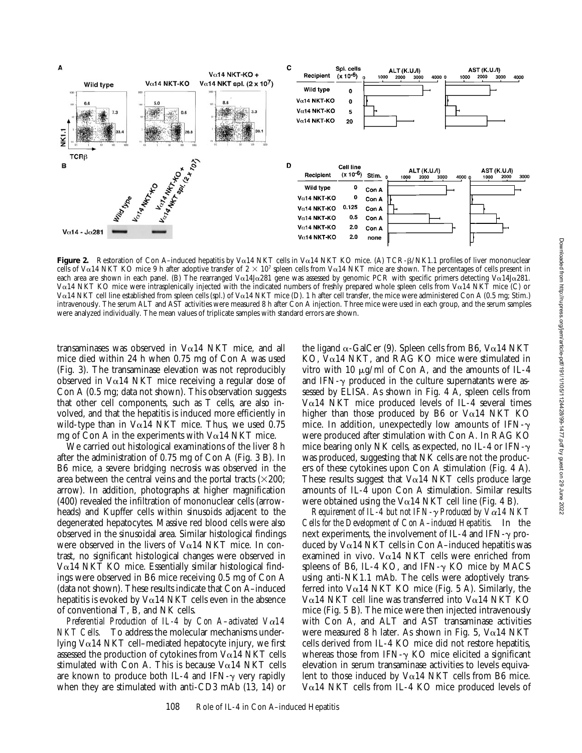**Figure 2.** Restoration of Con A–induced hepatitis by Vα14 NKT cells in Vα14 NKT KO mice. (A) TCR-β/NK1.1 profiles of liver mononuclear cells of Vα14 NKT KO mice 9 h after adoptive transfer of $2 \times 10^7$ spleen cells from Vα14 NKT mice are shown. The percentages of cells present in each area are shown in each panel. (B) The rearranged Vα14Jα281 gene was assessed by genomic PCR with specific primers detecting Vα14Jα281. Vα14 NKT KO mice were intrasplenically injected with the indicated numbers of freshly prepared whole spleen cells from Vα14 NKT mice (C) or Vα14 NKT cell line established from spleen cells (spl.) of Vα14 NKT mice (D). 1 h after cell transfer, the mice were administered Con A (0.5 mg; Stim.) intravenously. The serum ALT and AST activities were measured 8 h after Con A injection. Three mice were used in each group, and the serum samples were analyzed individually. The mean values of triplicate samples with standard errors are shown.

transaminases was observed in Vα14 NKT mice, and all mice died within 24 h when 0.75 mg of Con A was used (Fig. 3). The transaminase elevation was not reproducibly observed in Vα14 NKT mice receiving a regular dose of Con A (0.5 mg; data not shown). This observation suggests that other cell components, such as T cells, are also involved, and that the hepatitis is induced more efficiently in wild-type than in Vα14 NKT mice. Thus, we used 0.75 mg of Con A in the experiments with Vα14 NKT mice.

We carried out histological examinations of the liver 8 h after the administration of 0.75 mg of Con A (Fig. 3 B). In B6 mice, a severe bridging necrosis was observed in the area between the central veins and the portal tracts (×200; arrow). In addition, photographs at higher magnification (400) revealed the infiltration of mononuclear cells (arrowheads) and Kupffer cells within sinusoids adjacent to the degenerated hepatocytes. Massive red blood cells were also observed in the sinusoidal area. Similar histological findings were observed in the livers of Vα14 NKT mice. In contrast, no significant histological changes were observed in Vα14 NKT KO mice. Essentially similar histological findings were observed in B6 mice receiving 0.5 mg of Con A (data not shown). These results indicate that Con A–induced hepatitis is evoked by Vα14 NKT cells even in the absence of conventional T, B, and NK cells.

*Preferential Production of IL-4 by Con A–activated Vα14 NKT Cells.* To address the molecular mechanisms underlying Vα14 NKT cell–mediated hepatocyte injury, we first assessed the production of cytokines from Vα14 NKT cells stimulated with Con A. This is because Vα14 NKT cells are known to produce both IL-4 and IFN-γ very rapidly when they are stimulated with anti-CD3 mAb (13, 14) or the ligand α-GalCer (9). Spleen cells from B6, Vα14 NKT KO, Vα14 NKT, and RAG KO mice were stimulated in vitro with 10 μg/ml of Con A, and the amounts of IL-4 and IFN-γ produced in the culture supernatants were assessed by ELISA. As shown in Fig. 4 A, spleen cells from Vα14 NKT mice produced levels of IL-4 several times higher than those produced by B6 or Vα14 NKT KO mice. In addition, unexpectedly low amounts of IFN-γ were produced after stimulation with Con A. In RAG KO mice bearing only NK cells, as expected, no IL-4 or IFN-γ was produced, suggesting that NK cells are not the producers of these cytokines upon Con A stimulation (Fig. 4 A). These results suggest that Vα14 NKT cells produce large amounts of IL-4 upon Con A stimulation. Similar results were obtained using the Vα14 NKT cell line (Fig. 4 B).

*Requirement of IL-4 but not IFN-γ Produced by Vα14 NKT Cells for the Development of Con A–induced Hepatitis.* In the next experiments, the involvement of IL-4 and IFN-γ produced by Vα14 NKT cells in Con A–induced hepatitis was examined in vivo. Vα14 NKT cells were enriched from spleens of B6, IL-4 KO, and IFN-γ KO mice by MACS using anti-NK1.1 mAb. The cells were adoptively transferred into Vα14 NKT KO mice (Fig. 5 A). Similarly, the Vα14 NKT cell line was transferred into Vα14 NKT KO mice (Fig. 5 B). The mice were then injected intravenously with Con A, and ALT and AST transaminase activities were measured 8 h later. As shown in Fig. 5, Vα14 NKT cells derived from IL-4 KO mice did not restore hepatitis, whereas those from IFN-γ KO mice elicited a significant elevation in serum transaminase activities to levels equivalent to those induced by Vα14 NKT cells from B6 mice. Vα14 NKT cells from IL-4 KO mice produced levels of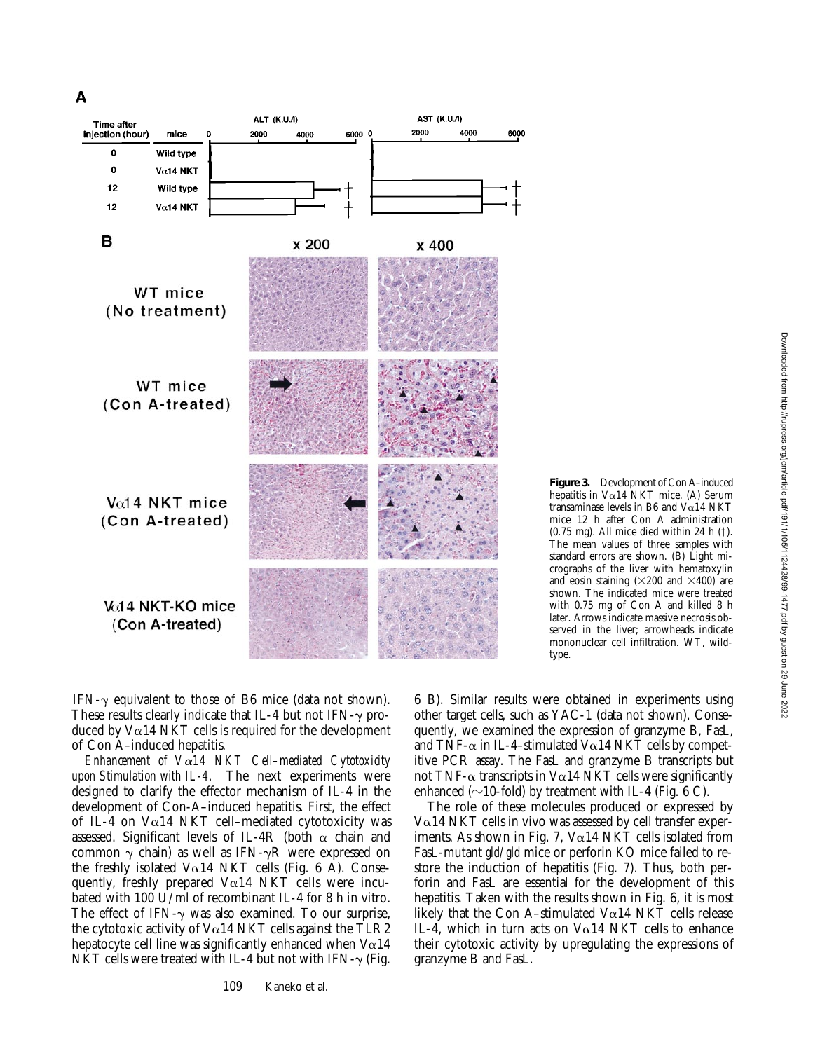**Figure 3.** Development of Con A–induced hepatitis in Vα14 NKT mice. (A) Serum transaminase levels in B6 and Vα14 NKT mice 12 h after Con A administration (0.75 mg). All mice died within 24 h (†). The mean values of three samples with standard errors are shown. (B) Light micrographs of the liver with hematoxylin and eosin staining (×200 and ×400) are shown. The indicated mice were treated with 0.75 mg of Con A and killed 8 h later. Arrows indicate massive necrosis observed in the liver; arrowheads indicate mononuclear cell infiltration. WT, wild-type.

IFN-γ equivalent to those of B6 mice (data not shown). These results clearly indicate that IL-4 but not IFN-γ produced by Vα14 NKT cells is required for the development of Con A–induced hepatitis.

*Enhancement of Vα14 NKT Cell–mediated Cytotoxicity upon Stimulation with IL-4.* The next experiments were designed to clarify the effector mechanism of IL-4 in the development of Con-A–induced hepatitis. First, the effect of IL-4 on Vα14 NKT cell–mediated cytotoxicity was assessed. Significant levels of IL-4R (both α chain and common γ chain) as well as IFN-γR were expressed on the freshly isolated Vα14 NKT cells (Fig. 6 A). Consequently, freshly prepared Vα14 NKT cells were incubated with 100 U/ml of recombinant IL-4 for 8 h in vitro. The effect of IFN-γ was also examined. To our surprise, the cytotoxic activity of Vα14 NKT cells against the TLR2 hepatocyte cell line was significantly enhanced when Vα14 NKT cells were treated with IL-4 but not with IFN-γ (Fig. 6 B). Similar results were obtained in experiments using other target cells, such as YAC-1 (data not shown). Consequently, we examined the expression of granzyme B, FasL, and TNF-α in IL-4–stimulated Vα14 NKT cells by competitive PCR assay. The FasL and granzyme B transcripts but not TNF-α transcripts in Vα14 NKT cells were significantly enhanced (∼10-fold) by treatment with IL-4 (Fig. 6 C).

The role of these molecules produced or expressed by Vα14 NKT cells in vivo was assessed by cell transfer experiments. As shown in Fig. 7, Vα14 NKT cells isolated from FasL-mutant *gld/gld* mice or perforin KO mice failed to restore the induction of hepatitis (Fig. 7). Thus, both perforin and FasL are essential for the development of this hepatitis. Taken with the results shown in Fig. 6, it is most likely that the Con A–stimulated Vα14 NKT cells release IL-4, which in turn acts on Vα14 NKT cells to enhance their cytotoxic activity by upregulating the expressions of granzyme B and FasL.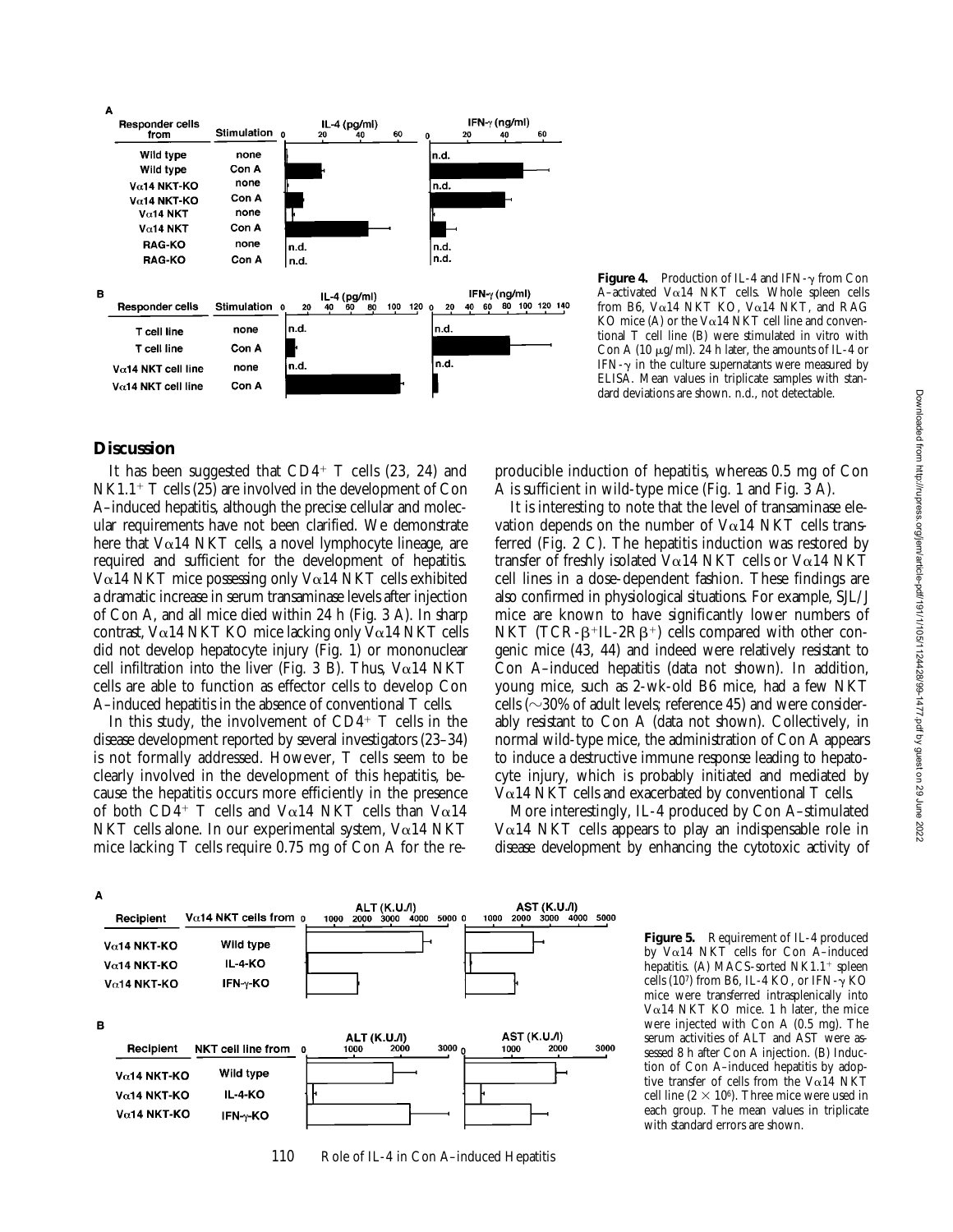**Figure 4.** Production of IL-4 and IFN-γ from Con A–activated Vα14 NKT cells. Whole spleen cells from B6, Vα14 NKT KO, Vα14 NKT, and RAG KO mice (A) or the Vα14 NKT cell line and conventional T cell line (B) were stimulated in vitro with Con A (10 μg/ml). 24 h later, the amounts of IL-4 or IFN-γ in the culture supernatants were measured by ELISA. Mean values in triplicate samples with standard deviations are shown. n.d., not detectable.

## Discussion

It has been suggested that $CD4^+$ T cells (23, 24) and $NK1.1^+$ T cells (25) are involved in the development of Con A–induced hepatitis, although the precise cellular and molecular requirements have not been clarified. We demonstrate here that Vα14 NKT cells, a novel lymphocyte lineage, are required and sufficient for the development of hepatitis. Vα14 NKT mice possessing only Vα14 NKT cells exhibited a dramatic increase in serum transaminase levels after injection of Con A, and all mice died within 24 h (Fig. 3 A). In sharp contrast, Vα14 NKT KO mice lacking only Vα14 NKT cells did not develop hepatocyte injury (Fig. 1) or mononuclear cell infiltration into the liver (Fig. 3 B). Thus, Vα14 NKT cells are able to function as effector cells to develop Con A–induced hepatitis in the absence of conventional T cells.

In this study, the involvement of $CD4^+$ T cells in the disease development reported by several investigators (23–34) is not formally addressed. However, T cells seem to be clearly involved in the development of this hepatitis, because the hepatitis occurs more efficiently in the presence of both $CD4^+$ T cells and Vα14 NKT cells than Vα14 NKT cells alone. In our experimental system, Vα14 NKT mice lacking T cells require 0.75 mg of Con A for the reproducible induction of hepatitis, whereas 0.5 mg of Con A is sufficient in wild-type mice (Fig. 1 and Fig. 3 A).

It is interesting to note that the level of transaminase elevation depends on the number of Vα14 NKT cells transferred (Fig. 2 C). The hepatitis induction was restored by transfer of freshly isolated Vα14 NKT cells or Vα14 NKT cell lines in a dose-dependent fashion. These findings are also confirmed in physiological situations. For example, SJL/J mice are known to have significantly lower numbers of NKT ($TCR\text{-}\beta^+IL\text{-}2R\beta^+$) cells compared with other congenic mice (43, 44) and indeed were relatively resistant to Con A–induced hepatitis (data not shown). In addition, young mice, such as 2-wk-old B6 mice, had a few NKT cells (~30% of adult levels; reference 45) and were considerably resistant to Con A (data not shown). Collectively, in normal wild-type mice, the administration of Con A appears to induce a destructive immune response leading to hepatocyte injury, which is probably initiated and mediated by Vα14 NKT cells and exacerbated by conventional T cells.

More interestingly, IL-4 produced by Con A–stimulated Vα14 NKT cells appears to play an indispensable role in disease development by enhancing the cytotoxic activity of

**Figure 5.** Requirement of IL-4 produced by Vα14 NKT cells for Con A–induced hepatitis. (A) MACS-sorted $NK1.1^+$ spleen cells ($10^7$) from B6, IL-4 KO, or IFN-γ KO mice were transferred intrasplenically into Vα14 NKT KO mice. 1 h later, the mice were injected with Con A (0.5 mg). The serum activities of ALT and AST were assessed 8 h after Con A injection. (B) Induction of Con A–induced hepatitis by adoptive transfer of cells from the Vα14 NKT cell line ($2 \times 10^6$). Three mice were used in each group. The mean values in triplicate with standard errors are shown.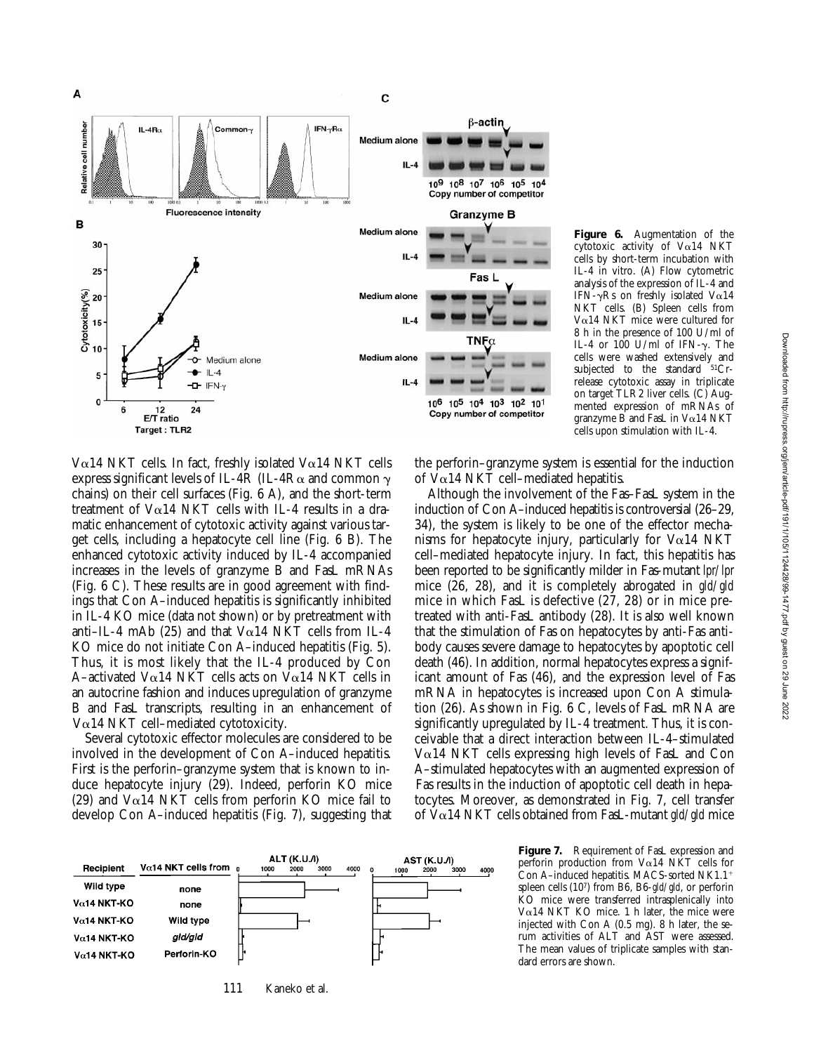**Figure 6.** Augmentation of the cytotoxic activity of Vα14 NKT cells by short-term incubation with IL-4 in vitro. (A) Flow cytometric analysis of the expression of IL-4 and IFN-γRs on freshly isolated Vα14 NKT cells. (B) Spleen cells from Vα14 NKT mice were cultured for 8 h in the presence of 100 U/ml of IL-4 or 100 U/ml of IFN-γ. The cells were washed extensively and subjected to the standard $^{51}$Cr-release cytotoxic assay in triplicate on target TLR2 liver cells. (C) Augmented expression of mRNAs of granzyme B and FasL in Vα14 NKT cells upon stimulation with IL-4.

Vα14 NKT cells. In fact, freshly isolated Vα14 NKT cells express significant levels of IL-4R (IL-4Rα and common γ chains) on their cell surfaces (Fig. 6 A), and the short-term treatment of Vα14 NKT cells with IL-4 results in a dramatic enhancement of cytotoxic activity against various target cells, including a hepatocyte cell line (Fig. 6 B). The enhanced cytotoxic activity induced by IL-4 accompanied increases in the levels of granzyme B and FasL mRNAs (Fig. 6 C). These results are in good agreement with findings that Con A–induced hepatitis is significantly inhibited in IL-4 KO mice (data not shown) or by pretreatment with anti–IL-4 mAb (25) and that Vα14 NKT cells from IL-4 KO mice do not initiate Con A–induced hepatitis (Fig. 5). Thus, it is most likely that the IL-4 produced by Con A–activated Vα14 NKT cells acts on Vα14 NKT cells in an autocrine fashion and induces upregulation of granzyme B and FasL transcripts, resulting in an enhancement of Vα14 NKT cell–mediated cytotoxicity.

Several cytotoxic effector molecules are considered to be involved in the development of Con A–induced hepatitis. First is the perforin–granzyme system that is known to induce hepatocyte injury (29). Indeed, perforin KO mice (29) and Vα14 NKT cells from perforin KO mice fail to develop Con A–induced hepatitis (Fig. 7), suggesting that the perforin–granzyme system is essential for the induction of Vα14 NKT cell–mediated hepatitis.

Although the involvement of the Fas–FasL system in the induction of Con A–induced hepatitis is controversial (26–29, 34), the system is likely to be one of the effector mechanisms for hepatocyte injury, particularly for Vα14 NKT cell–mediated hepatocyte injury. In fact, this hepatitis has been reported to be significantly milder in Fas-mutant *lpr/lpr* mice (26, 28), and it is completely abrogated in *gld/gld* mice in which FasL is defective (27, 28) or in mice pretreated with anti-FasL antibody (28). It is also well known that the stimulation of Fas on hepatocytes by anti-Fas antibody causes severe damage to hepatocytes by apoptotic cell death (46). In addition, normal hepatocytes express a significant amount of Fas (46), and the expression level of Fas mRNA in hepatocytes is increased upon Con A stimulation (26). As shown in Fig. 6 C, levels of FasL mRNA are significantly upregulated by IL-4 treatment. Thus, it is conceivable that a direct interaction between IL-4–stimulated Vα14 NKT cells expressing high levels of FasL and Con A–stimulated hepatocytes with an augmented expression of Fas results in the induction of apoptotic cell death in hepatocytes. Moreover, as demonstrated in Fig. 7, cell transfer of Vα14 NKT cells obtained from FasL-mutant *gld/gld* mice

**Figure 7.** Requirement of FasL expression and perforin production from Vα14 NKT cells for Con A–induced hepatitis. MACS-sorted NK1.1$^{+}$ spleen cells ($10^7$) from B6, B6-*gld/gld*, or perforin KO mice were transferred intrasplenically into Vα14 NKT KO mice. 1 h later, the mice were injected with Con A (0.5 mg). 8 h later, the serum activities of ALT and AST were assessed. The mean values of triplicate samples with standard errors are shown.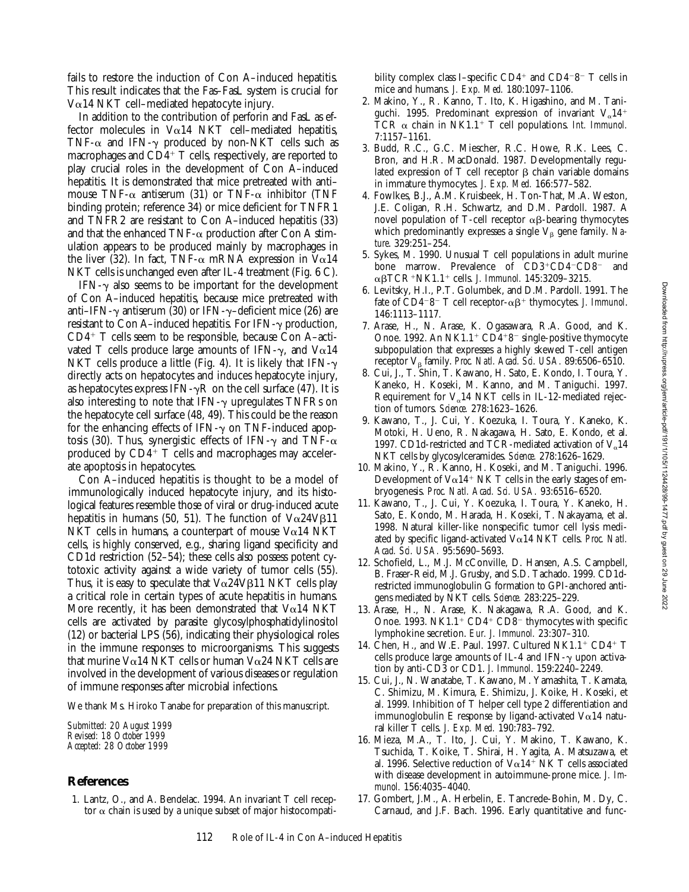fails to restore the induction of Con A–induced hepatitis. This result indicates that the Fas–FasL system is crucial for $V\alpha 14$ NKT cell–mediated hepatocyte injury.

In addition to the contribution of perforin and FasL as effector molecules in $V\alpha 14$ NKT cell–mediated hepatitis, TNF-$\alpha$ and IFN-$\gamma$ produced by non-NKT cells such as macrophages and $CD4^+$ T cells, respectively, are reported to play crucial roles in the development of Con A–induced hepatitis. It is demonstrated that mice pretreated with anti–mouse TNF-$\alpha$ antiserum (31) or TNF-$\alpha$ inhibitor (TNF binding protein; reference 34) or mice deficient for TNFR1 and TNFR2 are resistant to Con A–induced hepatitis (33) and that the enhanced TNF-$\alpha$ production after Con A stimulation appears to be produced mainly by macrophages in the liver (32). In fact, TNF-$\alpha$ mRNA expression in $V\alpha 14$ NKT cells is unchanged even after IL-4 treatment (Fig. 6 C).

IFN-$\gamma$ also seems to be important for the development of Con A–induced hepatitis, because mice pretreated with anti–IFN-$\gamma$ antiserum (30) or IFN-$\gamma$–deficient mice (26) are resistant to Con A–induced hepatitis. For IFN-$\gamma$ production, $CD4^+$ T cells seem to be responsible, because Con A–activated T cells produce large amounts of IFN-$\gamma$, and $V\alpha 14$ NKT cells produce a little (Fig. 4). It is likely that IFN-$\gamma$ directly acts on hepatocytes and induces hepatocyte injury, as hepatocytes express IFN-$\gamma$R on the cell surface (47). It is also interesting to note that IFN-$\gamma$ upregulates TNFRs on the hepatocyte cell surface (48, 49). This could be the reason for the enhancing effects of IFN-$\gamma$ on TNF-induced apoptosis (30). Thus, synergistic effects of IFN-$\gamma$ and TNF-$\alpha$ produced by $CD4^+$ T cells and macrophages may accelerate apoptosis in hepatocytes.

Con A–induced hepatitis is thought to be a model of immunologically induced hepatocyte injury, and its histological features resemble those of viral or drug-induced acute hepatitis in humans (50, 51). The function of $V\alpha 24V\beta 11$ NKT cells in humans, a counterpart of mouse $V\alpha 14$ NKT cells, is highly conserved, e.g., sharing ligand specificity and CD1d restriction (52–54); these cells also possess potent cytotoxic activity against a wide variety of tumor cells (55). Thus, it is easy to speculate that $V\alpha 24V\beta 11$ NKT cells play a critical role in certain types of acute hepatitis in humans. More recently, it has been demonstrated that $V\alpha 14$ NKT cells are activated by parasite glycosylphosphatidylinositol (12) or bacterial LPS (56), indicating their physiological roles in the immune responses to microorganisms. This suggests that murine $V\alpha 14$ NKT cells or human $V\alpha 24$ NKT cells are involved in the development of various diseases or regulation of immune responses after microbial infections.

We thank Ms. Hiroko Tanabe for preparation of this manuscript.

*Submitted: 20 August 1999*
*Revised: 18 October 1999*
*Accepted: 28 October 1999*

## References

1. Lantz, O., and A. Bendelac. 1994. An invariant T cell receptor $\alpha$ chain is used by a unique subset of major histocompatibility complex class I–specific $CD4^+$ and $CD4^-8^-$ T cells in mice and humans. *J. Exp. Med.* 180:1097–1106.
2. Makino, Y., R. Kanno, T. Ito, K. Higashino, and M. Taniguchi. 1995. Predominant expression of invariant $V_\alpha 14^+$ TCR $\alpha$ chain in $NK1.1^+$ T cell populations. *Int. Immunol.* 7:1157–1161.
3. Budd, R.C., G.C. Miescher, R.C. Howe, R.K. Lees, C. Bron, and H.R. MacDonald. 1987. Developmentally regulated expression of T cell receptor $\beta$ chain variable domains in immature thymocytes. *J. Exp. Med.* 166:577–582.
4. Fowlkes, B.J., A.M. Kruisbeek, H. Ton-That, M.A. Weston, J.E. Coligan, R.H. Schwartz, and D.M. Pardoll. 1987. A novel population of T-cell receptor $\alpha\beta$-bearing thymocytes which predominantly expresses a single $V_\beta$ gene family. *Nature.* 329:251–254.
5. Sykes, M. 1990. Unusual T cell populations in adult murine bone marrow. Prevalence of $CD3^+CD4^-CD8^-$ and $\alpha\beta TCR^+NK1.1^+$ cells. *J. Immunol.* 145:3209–3215.
6. Levitsky, H.I., P.T. Golumbek, and D.M. Pardoll. 1991. The fate of $CD4^-8^-$ T cell receptor-$\alpha\beta^+$ thymocytes. *J. Immunol.* 146:1113–1117.
7. Arase, H., N. Arase, K. Ogasawara, R.A. Good, and K. Onoe. 1992. An $NK1.1^+$ $CD4^+8^-$ single-positive thymocyte subpopulation that expresses a highly skewed T-cell antigen receptor $V_\beta$ family. *Proc. Natl. Acad. Sci. USA.* 89:6506–6510.
8. Cui, J., T. Shin, T. Kawano, H. Sato, E. Kondo, I. Toura, Y. Kaneko, H. Koseki, M. Kanno, and M. Taniguchi. 1997. Requirement for $V_\alpha 14$ NKT cells in IL-12-mediated rejection of tumors. *Science.* 278:1623–1626.
9. Kawano, T., J. Cui, Y. Koezuka, I. Toura, Y. Kaneko, K. Motoki, H. Ueno, R. Nakagawa, H. Sato, E. Kondo, et al. 1997. CD1d-restricted and TCR-mediated activation of $V_\alpha 14$ NKT cells by glycosylceramides. *Science.* 278:1626–1629.
10. Makino, Y., R. Kanno, H. Koseki, and M. Taniguchi. 1996. Development of $V\alpha 14^+$ NK T cells in the early stages of embryogenesis. *Proc. Natl. Acad. Sci. USA.* 93:6516–6520.
11. Kawano, T., J. Cui, Y. Koezuka, I. Toura, Y. Kaneko, H. Sato, E. Kondo, M. Harada, H. Koseki, T. Nakayama, et al. 1998. Natural killer-like nonspecific tumor cell lysis mediated by specific ligand-activated $V\alpha 14$ NKT cells. *Proc. Natl. Acad. Sci. USA.* 95:5690–5693.
12. Schofield, L., M.J. McConville, D. Hansen, A.S. Campbell, B. Fraser-Reid, M.J. Grusby, and S.D. Tachado. 1999. CD1d-restricted immunoglobulin G formation to GPI-anchored antigens mediated by NKT cells. *Science.* 283:225–229.
13. Arase, H., N. Arase, K. Nakagawa, R.A. Good, and K. Onoe. 1993. $NK1.1^+$ $CD4^+$ $CD8^-$ thymocytes with specific lymphokine secretion. *Eur. J. Immunol.* 23:307–310.
14. Chen, H., and W.E. Paul. 1997. Cultured $NK1.1^+$ $CD4^+$ T cells produce large amounts of IL-4 and IFN-$\gamma$ upon activation by anti-CD3 or CD1. *J. Immunol.* 159:2240–2249.
15. Cui, J., N. Wanatabe, T. Kawano, M. Yamashita, T. Kamata, C. Shimizu, M. Kimura, E. Shimizu, J. Koike, H. Koseki, et al. 1999. Inhibition of T helper cell type 2 differentiation and immunoglobulin E response by ligand-activated $V\alpha 14$ natural killer T cells. *J. Exp. Med.* 190:783–792.
16. Mieza, M.A., T. Itoh, J. Cui, Y. Makino, T. Kawano, K. Tsuchida, T. Koike, T. Shirai, H. Yagita, A. Matsuzawa, et al. 1996. Selective reduction of $V\alpha 14^+$ NK T cells associated with disease development in autoimmune-prone mice. *J. Immunol.* 156:4035–4040.
17. Gombert, J.M., A. Herbelin, E. Tancrede-Bohin, M. Dy, C. Carnaud, and J.F. Bach. 1996. Early quantitative and func-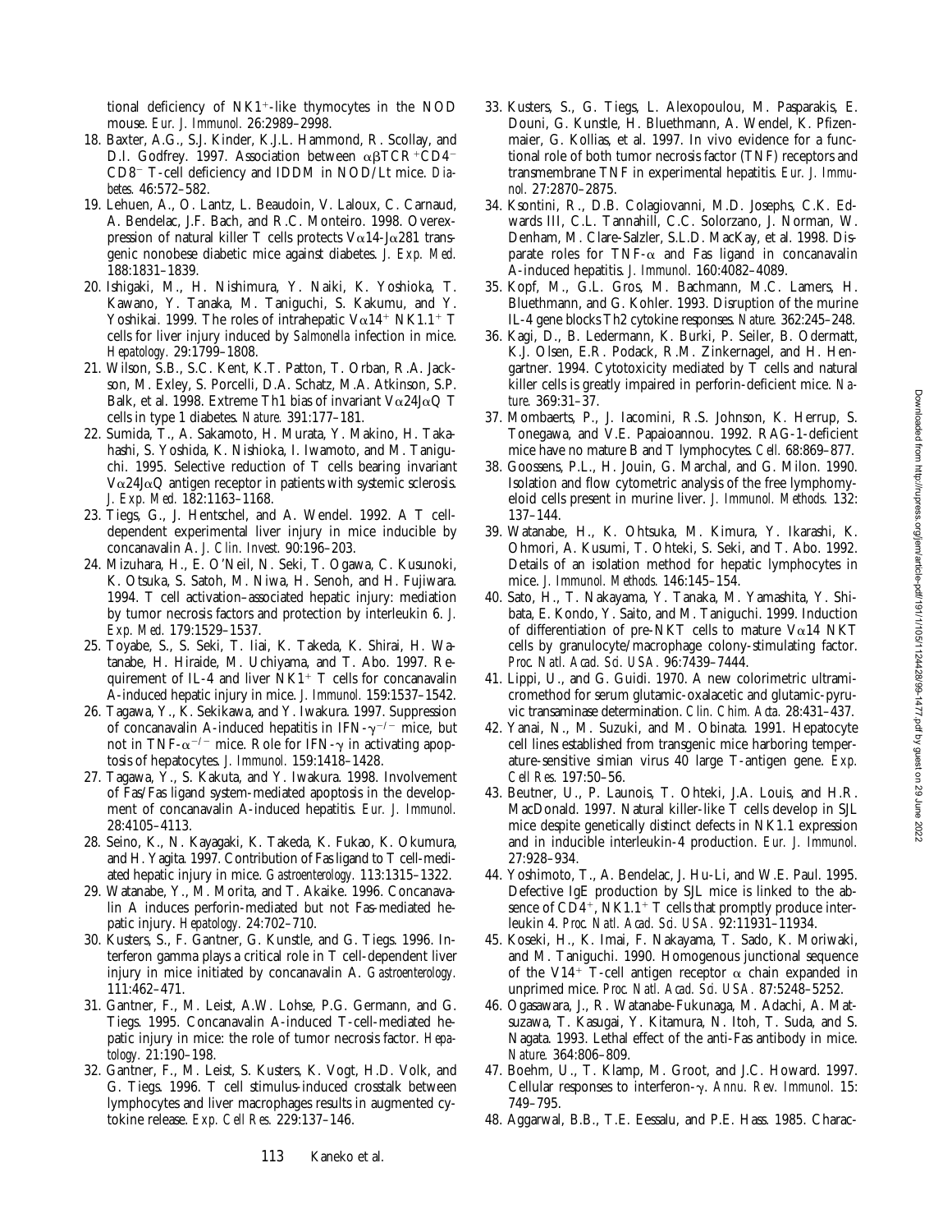tional deficiency of NK1$^{+}$-like thymocytes in the NOD mouse. *Eur. J. Immunol.* 26:2989–2998.

18. Baxter, A.G., S.J. Kinder, K.J.L. Hammond, R. Scollay, and D.I. Godfrey. 1997. Association between $\alpha\beta$TCR$^{+}$CD4$^{-}$ CD8$^{-}$ T-cell deficiency and IDDM in NOD/Lt mice. *Diabetes.* 46:572–582.
19. Lehuen, A., O. Lantz, L. Beaudoin, V. Laloux, C. Carnaud, A. Bendelac, J.F. Bach, and R.C. Monteiro. 1998. Overexpression of natural killer T cells protects V$\alpha$14-J$\alpha$281 transgenic nonobese diabetic mice against diabetes. *J. Exp. Med.* 188:1831–1839.
20. Ishigaki, M., H. Nishimura, Y. Naiki, K. Yoshioka, T. Kawano, Y. Tanaka, M. Taniguchi, S. Kakumu, and Y. Yoshikai. 1999. The roles of intrahepatic V$\alpha$14$^{+}$ NK1.1$^{+}$ T cells for liver injury induced by *Salmonella* infection in mice. *Hepatology.* 29:1799–1808.
21. Wilson, S.B., S.C. Kent, K.T. Patton, T. Orban, R.A. Jackson, M. Exley, S. Porcelli, D.A. Schatz, M.A. Atkinson, S.P. Balk, et al. 1998. Extreme Th1 bias of invariant V$\alpha$24J$\alpha$Q T cells in type 1 diabetes. *Nature.* 391:177–181.
22. Sumida, T., A. Sakamoto, H. Murata, Y. Makino, H. Takahashi, S. Yoshida, K. Nishioka, I. Iwamoto, and M. Taniguchi. 1995. Selective reduction of T cells bearing invariant V$\alpha$24J$\alpha$Q antigen receptor in patients with systemic sclerosis. *J. Exp. Med.* 182:1163–1168.
23. Tiegs, G., J. Hentschel, and A. Wendel. 1992. A T cell-dependent experimental liver injury in mice inducible by concanavalin A. *J. Clin. Invest.* 90:196–203.
24. Mizuhara, H., E. O'Neil, N. Seki, T. Ogawa, C. Kusunoki, K. Otsuka, S. Satoh, M. Niwa, H. Senoh, and H. Fujiwara. 1994. T cell activation–associated hepatic injury: mediation by tumor necrosis factors and protection by interleukin 6. *J. Exp. Med.* 179:1529–1537.
25. Toyabe, S., S. Seki, T. Iiai, K. Takeda, K. Shirai, H. Watanabe, H. Hiraide, M. Uchiyama, and T. Abo. 1997. Requirement of IL-4 and liver NK1$^{+}$ T cells for concanavalin A-induced hepatic injury in mice. *J. Immunol.* 159:1537–1542.
26. Tagawa, Y., K. Sekikawa, and Y. Iwakura. 1997. Suppression of concanavalin A-induced hepatitis in IFN-$\gamma^{-/-}$ mice, but not in TNF-$\alpha^{-/-}$ mice. Role for IFN-$\gamma$ in activating apoptosis of hepatocytes. *J. Immunol.* 159:1418–1428.
27. Tagawa, Y., S. Kakuta, and Y. Iwakura. 1998. Involvement of Fas/Fas ligand system-mediated apoptosis in the development of concanavalin A-induced hepatitis. *Eur. J. Immunol.* 28:4105–4113.
28. Seino, K., N. Kayagaki, K. Takeda, K. Fukao, K. Okumura, and H. Yagita. 1997. Contribution of Fas ligand to T cell-mediated hepatic injury in mice. *Gastroenterology.* 113:1315–1322.
29. Watanabe, Y., M. Morita, and T. Akaike. 1996. Concanavalin A induces perforin-mediated but not Fas-mediated hepatic injury. *Hepatology.* 24:702–710.
30. Kusters, S., F. Gantner, G. Kunstle, and G. Tiegs. 1996. Interferon gamma plays a critical role in T cell-dependent liver injury in mice initiated by concanavalin A. *Gastroenterology.* 111:462–471.
31. Gantner, F., M. Leist, A.W. Lohse, P.G. Germann, and G. Tiegs. 1995. Concanavalin A-induced T-cell-mediated hepatic injury in mice: the role of tumor necrosis factor. *Hepatology.* 21:190–198.
32. Gantner, F., M. Leist, S. Kusters, K. Vogt, H.D. Volk, and G. Tiegs. 1996. T cell stimulus-induced crosstalk between lymphocytes and liver macrophages results in augmented cytokine release. *Exp. Cell Res.* 229:137–146.
33. Kusters, S., G. Tiegs, L. Alexopoulou, M. Pasparakis, E. Douni, G. Kunstle, H. Bluethmann, A. Wendel, K. Pfizenmaier, G. Kollias, et al. 1997. In vivo evidence for a functional role of both tumor necrosis factor (TNF) receptors and transmembrane TNF in experimental hepatitis. *Eur. J. Immunol.* 27:2870–2875.
34. Ksontini, R., D.B. Colagiovanni, M.D. Josephs, C.K. Edwards III, C.L. Tannahill, C.C. Solorzano, J. Norman, W. Denham, M. Clare-Salzler, S.L.D. MacKay, et al. 1998. Disparate roles for TNF-$\alpha$ and Fas ligand in concanavalin A-induced hepatitis. *J. Immunol.* 160:4082–4089.
35. Kopf, M., G.L. Gros, M. Bachmann, M.C. Lamers, H. Bluethmann, and G. Kohler. 1993. Disruption of the murine IL-4 gene blocks Th2 cytokine responses. *Nature.* 362:245–248.
36. Kagi, D., B. Ledermann, K. Burki, P. Seiler, B. Odermatt, K.J. Olsen, E.R. Podack, R.M. Zinkernagel, and H. Hengartner. 1994. Cytotoxicity mediated by T cells and natural killer cells is greatly impaired in perforin-deficient mice. *Nature.* 369:31–37.
37. Mombaerts, P., J. Iacomini, R.S. Johnson, K. Herrup, S. Tonegawa, and V.E. Papaioannou. 1992. RAG-1-deficient mice have no mature B and T lymphocytes. *Cell.* 68:869–877.
38. Goossens, P.L., H. Jouin, G. Marchal, and G. Milon. 1990. Isolation and flow cytometric analysis of the free lymphomyeloid cells present in murine liver. *J. Immunol. Methods.* 132:137–144.
39. Watanabe, H., K. Ohtsuka, M. Kimura, Y. Ikarashi, K. Ohmori, A. Kusumi, T. Ohteki, S. Seki, and T. Abo. 1992. Details of an isolation method for hepatic lymphocytes in mice. *J. Immunol. Methods.* 146:145–154.
40. Sato, H., T. Nakayama, Y. Tanaka, M. Yamashita, Y. Shibata, E. Kondo, Y. Saito, and M. Taniguchi. 1999. Induction of differentiation of pre-NKT cells to mature V$\alpha$14 NKT cells by granulocyte/macrophage colony-stimulating factor. *Proc. Natl. Acad. Sci. USA.* 96:7439–7444.
41. Lippi, U., and G. Guidi. 1970. A new colorimetric ultramicromethod for serum glutamic-oxalacetic and glutamic-pyruvic transaminase determination. *Clin. Chim. Acta.* 28:431–437.
42. Yanai, N., M. Suzuki, and M. Obinata. 1991. Hepatocyte cell lines established from transgenic mice harboring temperature-sensitive simian virus 40 large T-antigen gene. *Exp. Cell Res.* 197:50–56.
43. Beutner, U., P. Launois, T. Ohteki, J.A. Louis, and H.R. MacDonald. 1997. Natural killer-like T cells develop in SJL mice despite genetically distinct defects in NK1.1 expression and in inducible interleukin-4 production. *Eur. J. Immunol.* 27:928–934.
44. Yoshimoto, T., A. Bendelac, J. Hu-Li, and W.E. Paul. 1995. Defective IgE production by SJL mice is linked to the absence of CD4$^{+}$, NK1.1$^{+}$ T cells that promptly produce interleukin 4. *Proc. Natl. Acad. Sci. USA.* 92:11931–11934.
45. Koseki, H., K. Imai, F. Nakayama, T. Sado, K. Moriwaki, and M. Taniguchi. 1990. Homogenous junctional sequence of the V14$^{+}$ T-cell antigen receptor $\alpha$ chain expanded in unprimed mice. *Proc. Natl. Acad. Sci. USA.* 87:5248–5252.
46. Ogasawara, J., R. Watanabe-Fukunaga, M. Adachi, A. Matsuzawa, T. Kasugai, Y. Kitamura, N. Itoh, T. Suda, and S. Nagata. 1993. Lethal effect of the anti-Fas antibody in mice. *Nature.* 364:806–809.
47. Boehm, U., T. Klamp, M. Groot, and J.C. Howard. 1997. Cellular responses to interferon-$\gamma$. *Annu. Rev. Immunol.* 15:749–795.
48. Aggarwal, B.B., T.E. Eessalu, and P.E. Hass. 1985. Charac-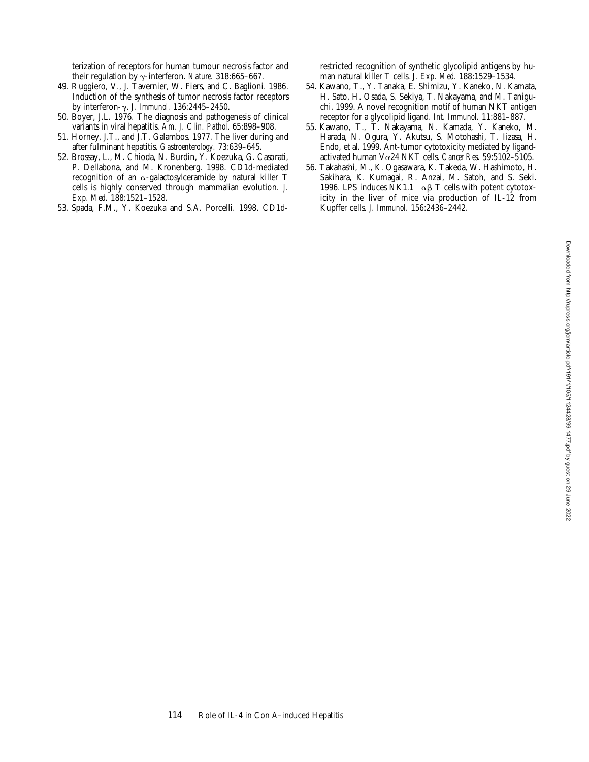terization of receptors for human tumour necrosis factor and their regulation by γ-interferon. *Nature.* 318:665–667.

49. Ruggiero, V., J. Tavernier, W. Fiers, and C. Baglioni. 1986. Induction of the synthesis of tumor necrosis factor receptors by interferon-γ. *J. Immunol.* 136:2445–2450.
50. Boyer, J.L. 1976. The diagnosis and pathogenesis of clinical variants in viral hepatitis. *Am. J. Clin. Pathol.* 65:898–908.
51. Horney, J.T., and J.T. Galambos. 1977. The liver during and after fulminant hepatitis. *Gastroenterology.* 73:639–645.
52. Brossay, L., M. Chioda, N. Burdin, Y. Koezuka, G. Casorati, P. Dellabona, and M. Kronenberg. 1998. CD1d-mediated recognition of an α-galactosylceramide by natural killer T cells is highly conserved through mammalian evolution. *J. Exp. Med.* 188:1521–1528.
53. Spada, F.M., Y. Koezuka and S.A. Porcelli. 1998. CD1d-restricted recognition of synthetic glycolipid antigens by human natural killer T cells. *J. Exp. Med.* 188:1529–1534.
54. Kawano, T., Y. Tanaka, E. Shimizu, Y. Kaneko, N. Kamata, H. Sato, H. Osada, S. Sekiya, T. Nakayama, and M. Taniguchi. 1999. A novel recognition motif of human NKT antigen receptor for a glycolipid ligand. *Int. Immunol.* 11:881–887.
55. Kawano, T., T. Nakayama, N. Kamada, Y. Kaneko, M. Harada, N. Ogura, Y. Akutsu, S. Motohashi, T. Iizasa, H. Endo, et al. 1999. Ant-tumor cytotoxicity mediated by ligand-activated human Vα24 NKT cells. *Cancer Res.* 59:5102–5105.
56. Takahashi, M., K. Ogasawara, K. Takeda, W. Hashimoto, H. Sakihara, K. Kumagai, R. Anzai, M. Satoh, and S. Seki. 1996. LPS induces NK1.1$^{+}$ αβ T cells with potent cytotoxicity in the liver of mice via production of IL-12 from Kupffer cells. *J. Immunol.* 156:2436–2442.